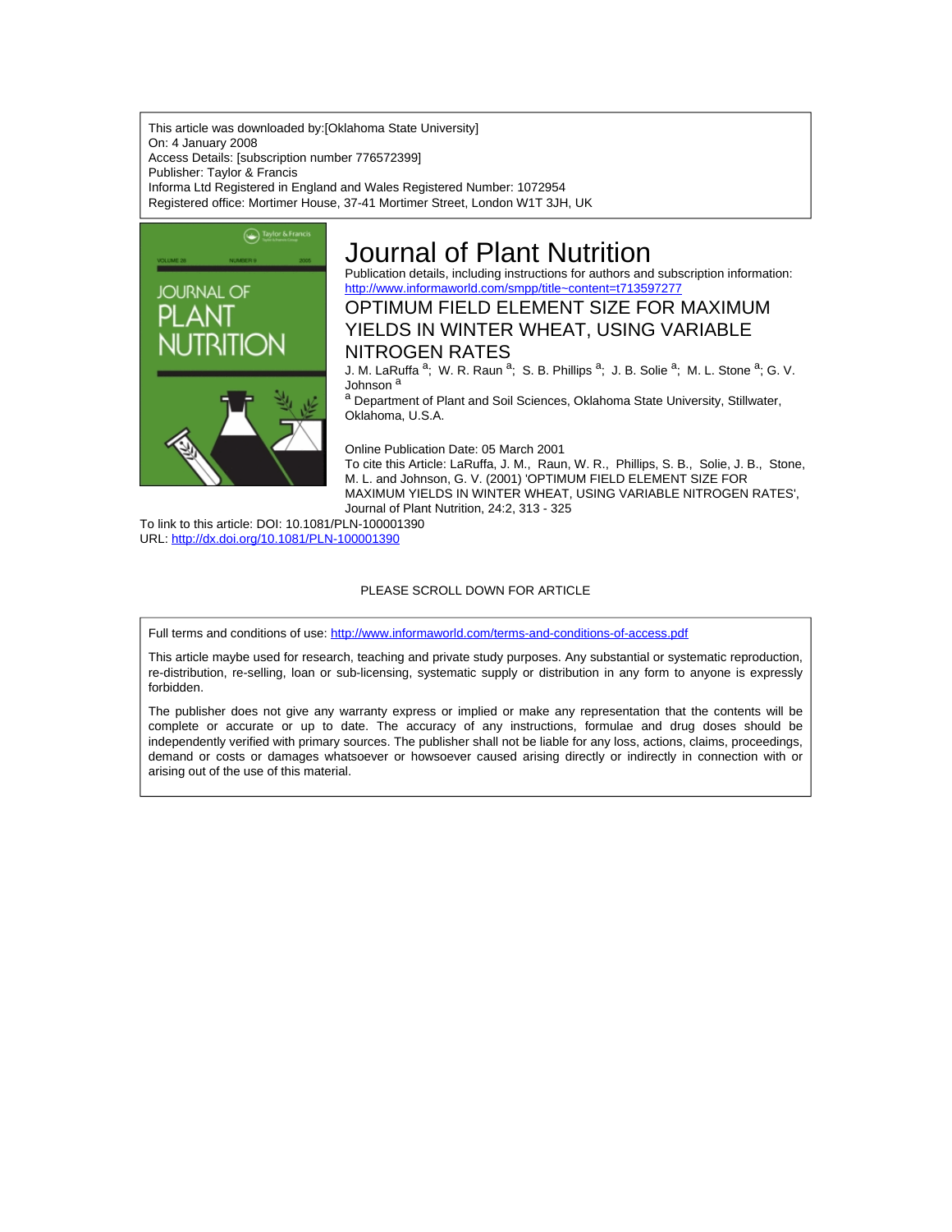This article was downloaded by:[Oklahoma State University]
On: 4 January 2008
Access Details: [subscription number 776572399]
Publisher: Taylor & Francis
Informa Ltd Registered in England and Wales Registered Number: 1072954
Registered office: Mortimer House, 37-41 Mortimer Street, London W1T 3JH, UK

# Journal of Plant Nutrition

Publication details, including instructions for authors and subscription information:
http://www.informaworld.com/smpp/title~content=t713597277

## OPTIMUM FIELD ELEMENT SIZE FOR MAXIMUM YIELDS IN WINTER WHEAT, USING VARIABLE NITROGEN RATES

J. M. LaRuffa [a]; W. R. Raun [a]; S. B. Phillips [a]; J. B. Solie [a]; M. L. Stone [a]; G. V. Johnson [a]

[a] Department of Plant and Soil Sciences, Oklahoma State University, Stillwater, Oklahoma, U.S.A.

Online Publication Date: 05 March 2001

To cite this Article: LaRuffa, J. M., Raun, W. R., Phillips, S. B., Solie, J. B., Stone, M. L. and Johnson, G. V. (2001) 'OPTIMUM FIELD ELEMENT SIZE FOR MAXIMUM YIELDS IN WINTER WHEAT, USING VARIABLE NITROGEN RATES', Journal of Plant Nutrition, 24:2, 313 - 325

To link to this article: DOI: 10.1081/PLN-100001390
URL: http://dx.doi.org/10.1081/PLN-100001390

PLEASE SCROLL DOWN FOR ARTICLE

Full terms and conditions of use: http://www.informaworld.com/terms-and-conditions-of-access.pdf

This article maybe used for research, teaching and private study purposes. Any substantial or systematic reproduction, re-distribution, re-selling, loan or sub-licensing, systematic supply or distribution in any form to anyone is expressly forbidden.

The publisher does not give any warranty express or implied or make any representation that the contents will be complete or accurate or up to date. The accuracy of any instructions, formulae and drug doses should be independently verified with primary sources. The publisher shall not be liable for any loss, actions, claims, proceedings, demand or costs or damages whatsoever or howsoever caused arising directly or indirectly in connection with or arising out of the use of this material.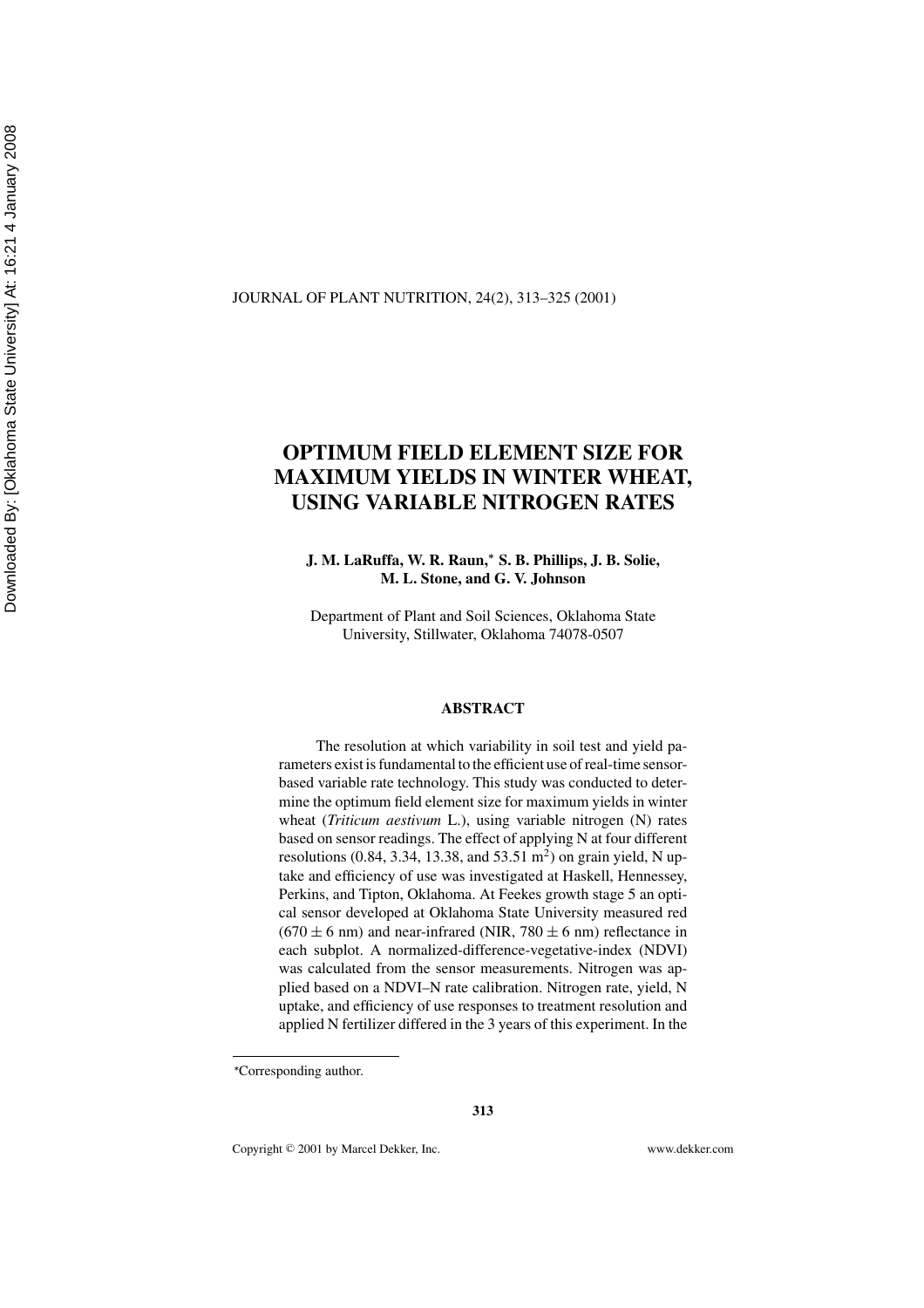# OPTIMUM FIELD ELEMENT SIZE FOR MAXIMUM YIELDS IN WINTER WHEAT, USING VARIABLE NITROGEN RATES

**J. M. LaRuffa, W. R. Raun,* S. B. Phillips, J. B. Solie, M. L. Stone, and G. V. Johnson**

Department of Plant and Soil Sciences, Oklahoma State University, Stillwater, Oklahoma 74078-0507

## ABSTRACT

The resolution at which variability in soil test and yield parameters exist is fundamental to the efficient use of real-time sensor-based variable rate technology. This study was conducted to determine the optimum field element size for maximum yields in winter wheat (*Triticum aestivum* L.), using variable nitrogen (N) rates based on sensor readings. The effect of applying N at four different resolutions (0.84, 3.34, 13.38, and 53.51 $m^2$) on grain yield, N uptake and efficiency of use was investigated at Haskell, Hennessey, Perkins, and Tipton, Oklahoma. At Feekes growth stage 5 an optical sensor developed at Oklahoma State University measured red ($670 \pm 6$ nm) and near-infrared (NIR, $780 \pm 6$ nm) reflectance in each subplot. A normalized-difference-vegetative-index (NDVI) was calculated from the sensor measurements. Nitrogen was applied based on a NDVI–N rate calibration. Nitrogen rate, yield, N uptake, and efficiency of use responses to treatment resolution and applied N fertilizer differed in the 3 years of this experiment. In the

*Corresponding author.

Copyright © 2001 by Marcel Dekker, Inc. www.dekker.com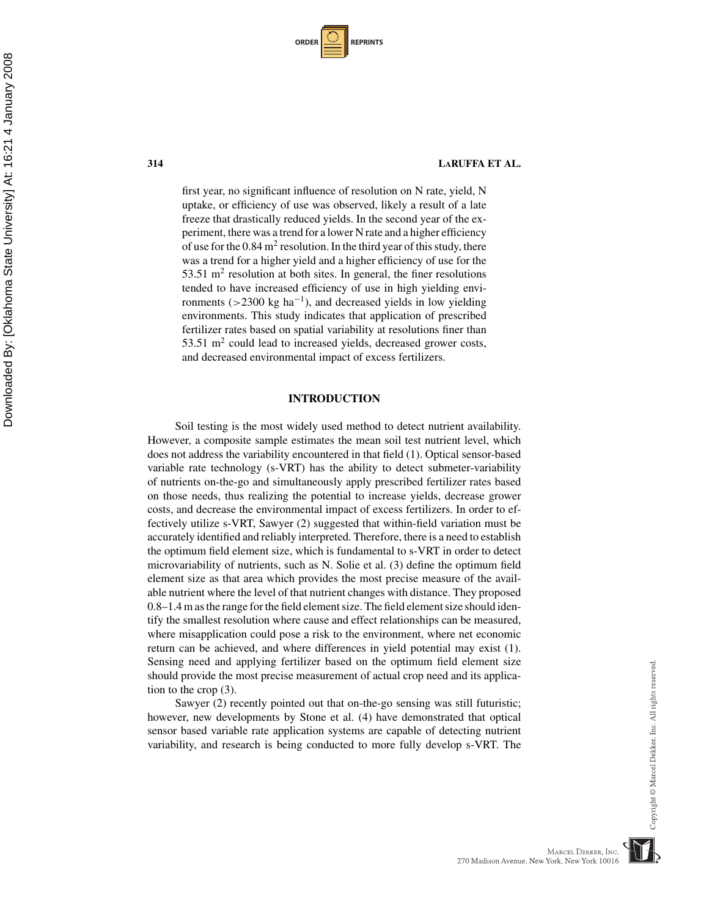first year, no significant influence of resolution on N rate, yield, N uptake, or efficiency of use was observed, likely a result of a late freeze that drastically reduced yields. In the second year of the experiment, there was a trend for a lower N rate and a higher efficiency of use for the 0.84 $m^2$ resolution. In the third year of this study, there was a trend for a higher yield and a higher efficiency of use for the 53.51 $m^2$ resolution at both sites. In general, the finer resolutions tended to have increased efficiency of use in high yielding environments (>2300 kg $ha^{-1}$), and decreased yields in low yielding environments. This study indicates that application of prescribed fertilizer rates based on spatial variability at resolutions finer than 53.51 $m^2$ could lead to increased yields, decreased grower costs, and decreased environmental impact of excess fertilizers.

## INTRODUCTION

Soil testing is the most widely used method to detect nutrient availability. However, a composite sample estimates the mean soil test nutrient level, which does not address the variability encountered in that field (1). Optical sensor-based variable rate technology (s-VRT) has the ability to detect submeter-variability of nutrients on-the-go and simultaneously apply prescribed fertilizer rates based on those needs, thus realizing the potential to increase yields, decrease grower costs, and decrease the environmental impact of excess fertilizers. In order to effectively utilize s-VRT, Sawyer (2) suggested that within-field variation must be accurately identified and reliably interpreted. Therefore, there is a need to establish the optimum field element size, which is fundamental to s-VRT in order to detect microvariability of nutrients, such as N. Solie et al. (3) define the optimum field element size as that area which provides the most precise measure of the available nutrient where the level of that nutrient changes with distance. They proposed 0.8–1.4 m as the range for the field element size. The field element size should identify the smallest resolution where cause and effect relationships can be measured, where misapplication could pose a risk to the environment, where net economic return can be achieved, and where differences in yield potential may exist (1). Sensing need and applying fertilizer based on the optimum field element size should provide the most precise measurement of actual crop need and its application to the crop (3).

Sawyer (2) recently pointed out that on-the-go sensing was still futuristic; however, new developments by Stone et al. (4) have demonstrated that optical sensor based variable rate application systems are capable of detecting nutrient variability, and research is being conducted to more fully develop s-VRT. The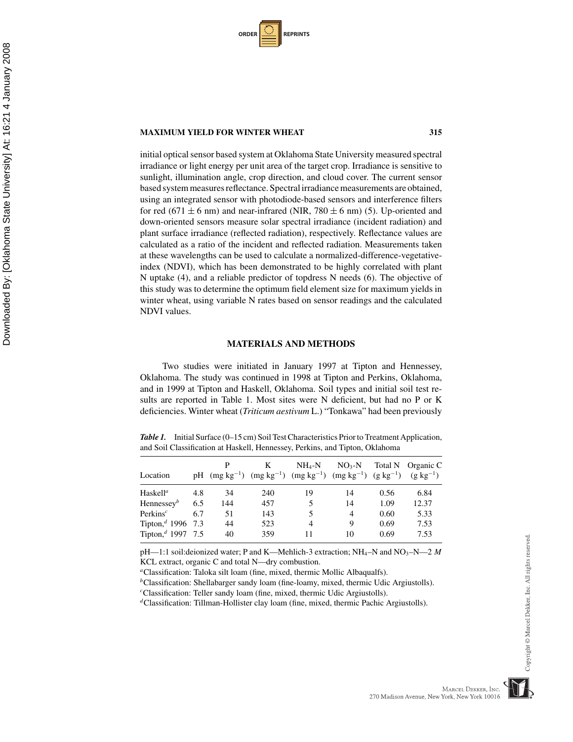initial optical sensor based system at Oklahoma State University measured spectral irradiance or light energy per unit area of the target crop. Irradiance is sensitive to sunlight, illumination angle, crop direction, and cloud cover. The current sensor based system measures reflectance. Spectral irradiance measurements are obtained, using an integrated sensor with photodiode-based sensors and interference filters for red ($671 \pm 6$ nm) and near-infrared (NIR, $780 \pm 6$ nm) (5). Up-oriented and down-oriented sensors measure solar spectral irradiance (incident radiation) and plant surface irradiance (reflected radiation), respectively. Reflectance values are calculated as a ratio of the incident and reflected radiation. Measurements taken at these wavelengths can be used to calculate a normalized-difference-vegetative-index (NDVI), which has been demonstrated to be highly correlated with plant N uptake (4), and a reliable predictor of topdress N needs (6). The objective of this study was to determine the optimum field element size for maximum yields in winter wheat, using variable N rates based on sensor readings and the calculated NDVI values.

## MATERIALS AND METHODS

Two studies were initiated in January 1997 at Tipton and Hennessey, Oklahoma. The study was continued in 1998 at Tipton and Perkins, Oklahoma, and in 1999 at Tipton and Haskell, Oklahoma. Soil types and initial soil test results are reported in Table 1. Most sites were N deficient, but had no P or K deficiencies. Winter wheat (*Triticum aestivum* L.) "Tonkawa" had been previously

***Table 1.*** Initial Surface (0–15 cm) Soil Test Characteristics Prior to Treatment Application, and Soil Classification at Haskell, Hennessey, Perkins, and Tipton, Oklahoma

| Location | pH | P ($mg\ kg^{-1}$) | K ($mg\ kg^{-1}$) | $NH_4$-N ($mg\ kg^{-1}$) | $NO_3$-N ($mg\ kg^{-1}$) | Total N ($g\ kg^{-1}$) | Organic C ($g\ kg^{-1}$) |
|---|---|---|---|---|---|---|---|
| Haskell[a] | 4.8 | 34 | 240 | 19 | 14 | 0.56 | 6.84 |
| Hennessey[b] | 6.5 | 144 | 457 | 5 | 14 | 1.09 | 12.37 |
| Perkins[c] | 6.7 | 51 | 143 | 5 | 4 | 0.60 | 5.33 |
| Tipton,[d] 1996 | 7.3 | 44 | 523 | 4 | 9 | 0.69 | 7.53 |
| Tipton,[d] 1997 | 7.5 | 40 | 359 | 11 | 10 | 0.69 | 7.53 |

pH—1:1 soil:deionized water; P and K—Mehlich-3 extraction; $NH_4$–N and $NO_3$–N—2 *M* KCL extract, organic C and total N—dry combustion.

[a]Classification: Taloka silt loam (fine, mixed, thermic Mollic Albaqualfs).

[b]Classification: Shellabarger sandy loam (fine-loamy, mixed, thermic Udic Argiustolls).

[c]Classification: Teller sandy loam (fine, mixed, thermic Udic Argiustolls).

[d]Classification: Tillman-Hollister clay loam (fine, mixed, thermic Pachic Argiustolls).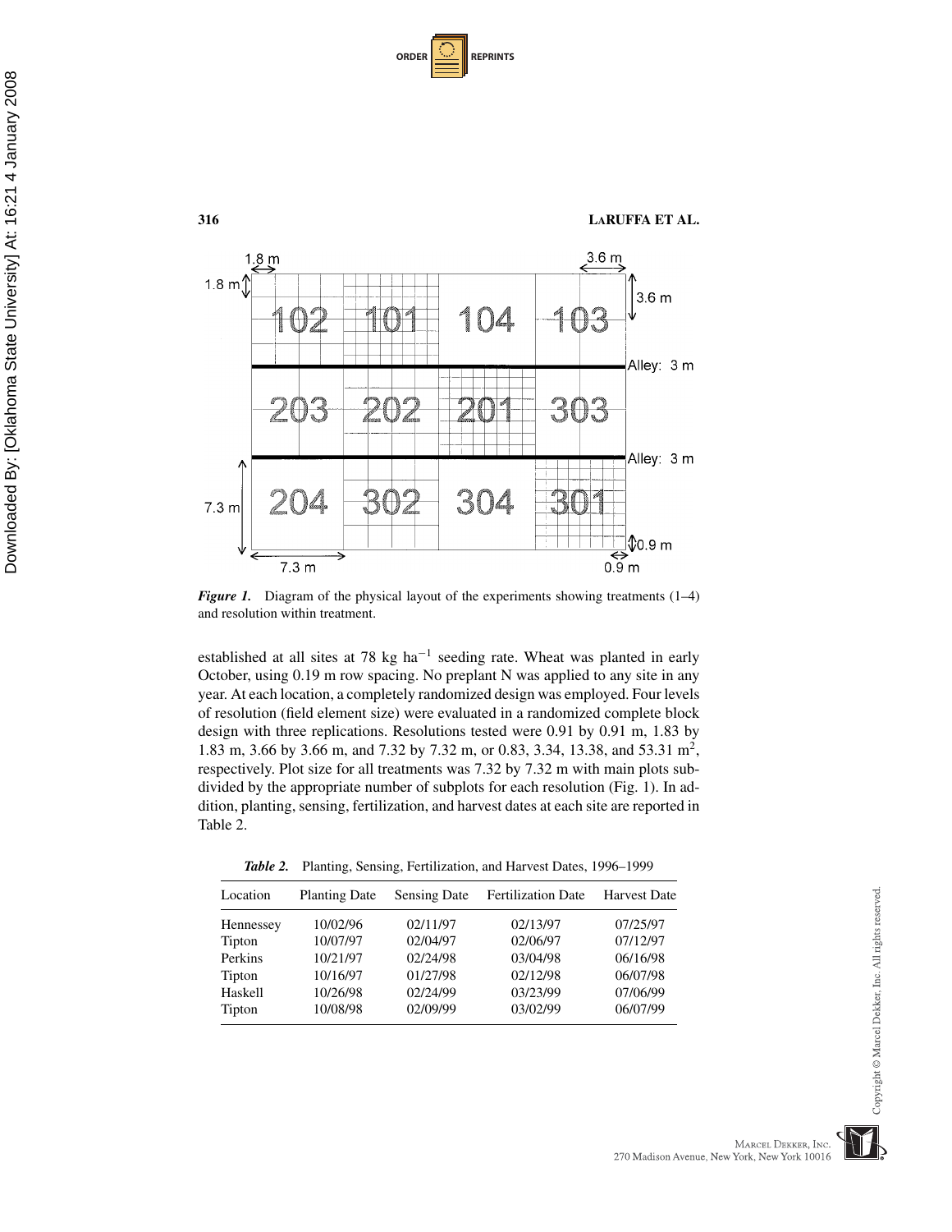*Figure 1.* Diagram of the physical layout of the experiments showing treatments (1–4) and resolution within treatment.

established at all sites at 78 kg ha$^{-1}$ seeding rate. Wheat was planted in early October, using 0.19 m row spacing. No preplant N was applied to any site in any year. At each location, a completely randomized design was employed. Four levels of resolution (field element size) were evaluated in a randomized complete block design with three replications. Resolutions tested were 0.91 by 0.91 m, 1.83 by 1.83 m, 3.66 by 3.66 m, and 7.32 by 7.32 m, or 0.83, 3.34, 13.38, and 53.31 m$^2$, respectively. Plot size for all treatments was 7.32 by 7.32 m with main plots subdivided by the appropriate number of subplots for each resolution (Fig. 1). In addition, planting, sensing, fertilization, and harvest dates at each site are reported in Table 2.

*Table 2.* Planting, Sensing, Fertilization, and Harvest Dates, 1996–1999

| Location | Planting Date | Sensing Date | Fertilization Date | Harvest Date |
|---|---|---|---|---|
| Hennessey | 10/02/96 | 02/11/97 | 02/13/97 | 07/25/97 |
| Tipton | 10/07/97 | 02/04/97 | 02/06/97 | 07/12/97 |
| Perkins | 10/21/97 | 02/24/98 | 03/04/98 | 06/16/98 |
| Tipton | 10/16/97 | 01/27/98 | 02/12/98 | 06/07/98 |
| Haskell | 10/26/98 | 02/24/99 | 03/23/99 | 07/06/99 |
| Tipton | 10/08/98 | 02/09/99 | 03/02/99 | 06/07/99 |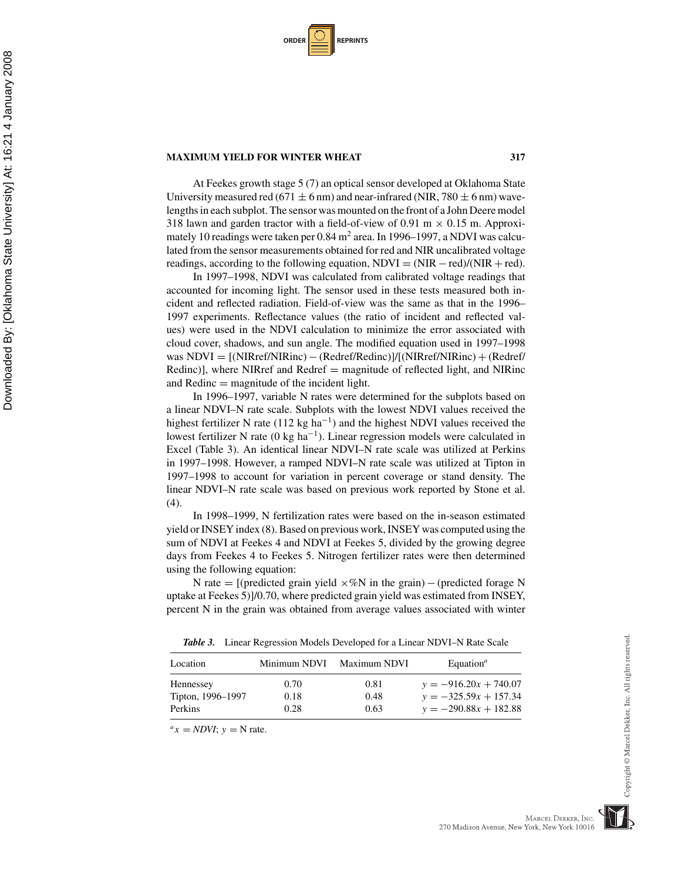At Feekes growth stage 5 (7) an optical sensor developed at Oklahoma State University measured red (671 ± 6 nm) and near-infrared (NIR, 780 ± 6 nm) wavelengths in each subplot. The sensor was mounted on the front of a John Deere model 318 lawn and garden tractor with a field-of-view of 0.91 m × 0.15 m. Approximately 10 readings were taken per 0.84 $m^2$ area. In 1996–1997, a NDVI was calculated from the sensor measurements obtained for red and NIR uncalibrated voltage readings, according to the following equation, NDVI = (NIR − red)/(NIR + red).

In 1997–1998, NDVI was calculated from calibrated voltage readings that accounted for incoming light. The sensor used in these tests measured both incident and reflected radiation. Field-of-view was the same as that in the 1996–1997 experiments. Reflectance values (the ratio of incident and reflected values) were used in the NDVI calculation to minimize the error associated with cloud cover, shadows, and sun angle. The modified equation used in 1997–1998 was NDVI = [(NIRref/NIRinc) − (Redref/Redinc)]/[(NIRref/NIRinc) + (Redref/Redinc)], where NIRref and Redref = magnitude of reflected light, and NIRinc and Redinc = magnitude of the incident light.

In 1996–1997, variable N rates were determined for the subplots based on a linear NDVI–N rate scale. Subplots with the lowest NDVI values received the highest fertilizer N rate (112 kg $ha^{-1}$) and the highest NDVI values received the lowest fertilizer N rate (0 kg $ha^{-1}$). Linear regression models were calculated in Excel (Table 3). An identical linear NDVI–N rate scale was utilized at Perkins in 1997–1998. However, a ramped NDVI–N rate scale was utilized at Tipton in 1997–1998 to account for variation in percent coverage or stand density. The linear NDVI–N rate scale was based on previous work reported by Stone et al. (4).

In 1998–1999, N fertilization rates were based on the in-season estimated yield or INSEY index (8). Based on previous work, INSEY was computed using the sum of NDVI at Feekes 4 and NDVI at Feekes 5, divided by the growing degree days from Feekes 4 to Feekes 5. Nitrogen fertilizer rates were then determined using the following equation:

N rate = [(predicted grain yield ×%N in the grain) − (predicted forage N uptake at Feekes 5)]/0.70, where predicted grain yield was estimated from INSEY, percent N in the grain was obtained from average values associated with winter

***Table 3.*** Linear Regression Models Developed for a Linear NDVI–N Rate Scale

| Location | Minimum NDVI | Maximum NDVI | Equation[a] |
|---|---|---|---|
| Hennessey | 0.70 | 0.81 | $y = -916.20x + 740.07$ |
| Tipton, 1996–1997 | 0.18 | 0.48 | $y = -325.59x + 157.34$ |
| Perkins | 0.28 | 0.63 | $y = -290.88x + 182.88$ |

[a] $x = NDVI$; $y$ = N rate.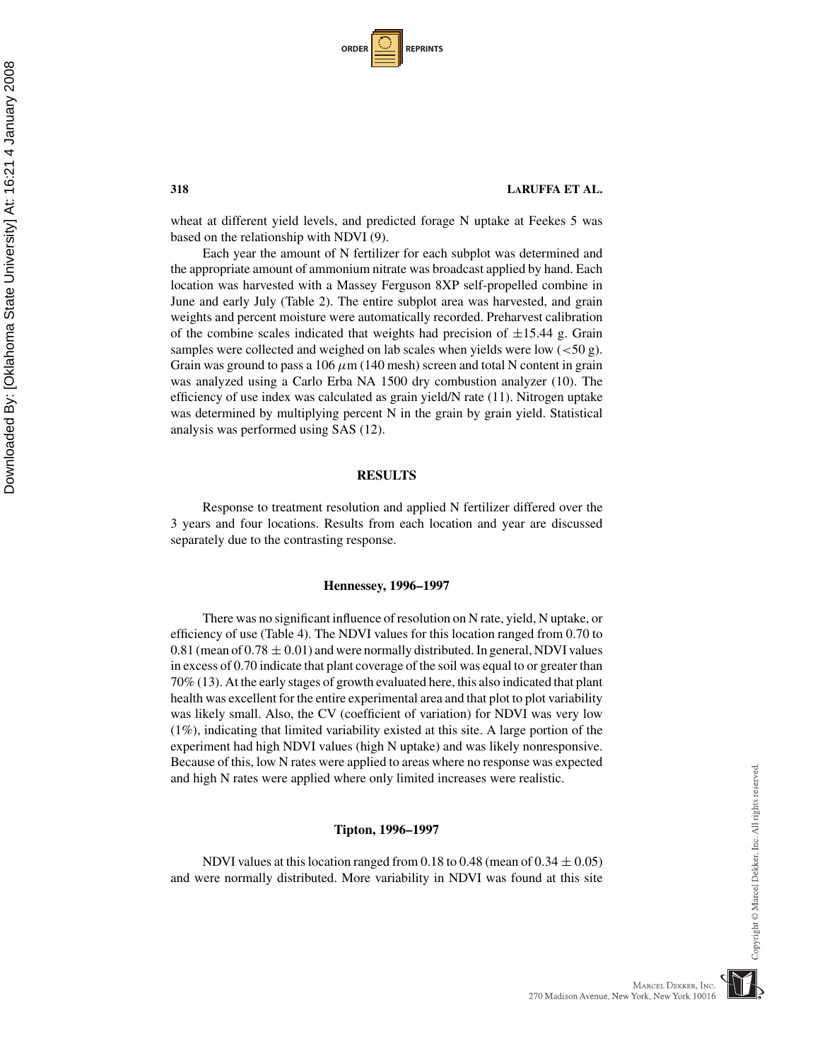wheat at different yield levels, and predicted forage N uptake at Feekes 5 was based on the relationship with NDVI (9).

Each year the amount of N fertilizer for each subplot was determined and the appropriate amount of ammonium nitrate was broadcast applied by hand. Each location was harvested with a Massey Ferguson 8XP self-propelled combine in June and early July (Table 2). The entire subplot area was harvested, and grain weights and percent moisture were automatically recorded. Preharvest calibration of the combine scales indicated that weights had precision of $\pm 15.44$ g. Grain samples were collected and weighed on lab scales when yields were low ($<50$ g). Grain was ground to pass a 106 $\mu$m (140 mesh) screen and total N content in grain was analyzed using a Carlo Erba NA 1500 dry combustion analyzer (10). The efficiency of use index was calculated as grain yield/N rate (11). Nitrogen uptake was determined by multiplying percent N in the grain by grain yield. Statistical analysis was performed using SAS (12).

## RESULTS

Response to treatment resolution and applied N fertilizer differed over the 3 years and four locations. Results from each location and year are discussed separately due to the contrasting response.

### Hennessey, 1996–1997

There was no significant influence of resolution on N rate, yield, N uptake, or efficiency of use (Table 4). The NDVI values for this location ranged from 0.70 to 0.81 (mean of $0.78 \pm 0.01$) and were normally distributed. In general, NDVI values in excess of 0.70 indicate that plant coverage of the soil was equal to or greater than 70% (13). At the early stages of growth evaluated here, this also indicated that plant health was excellent for the entire experimental area and that plot to plot variability was likely small. Also, the CV (coefficient of variation) for NDVI was very low (1%), indicating that limited variability existed at this site. A large portion of the experiment had high NDVI values (high N uptake) and was likely nonresponsive. Because of this, low N rates were applied to areas where no response was expected and high N rates were applied where only limited increases were realistic.

### Tipton, 1996–1997

NDVI values at this location ranged from 0.18 to 0.48 (mean of $0.34 \pm 0.05$) and were normally distributed. More variability in NDVI was found at this site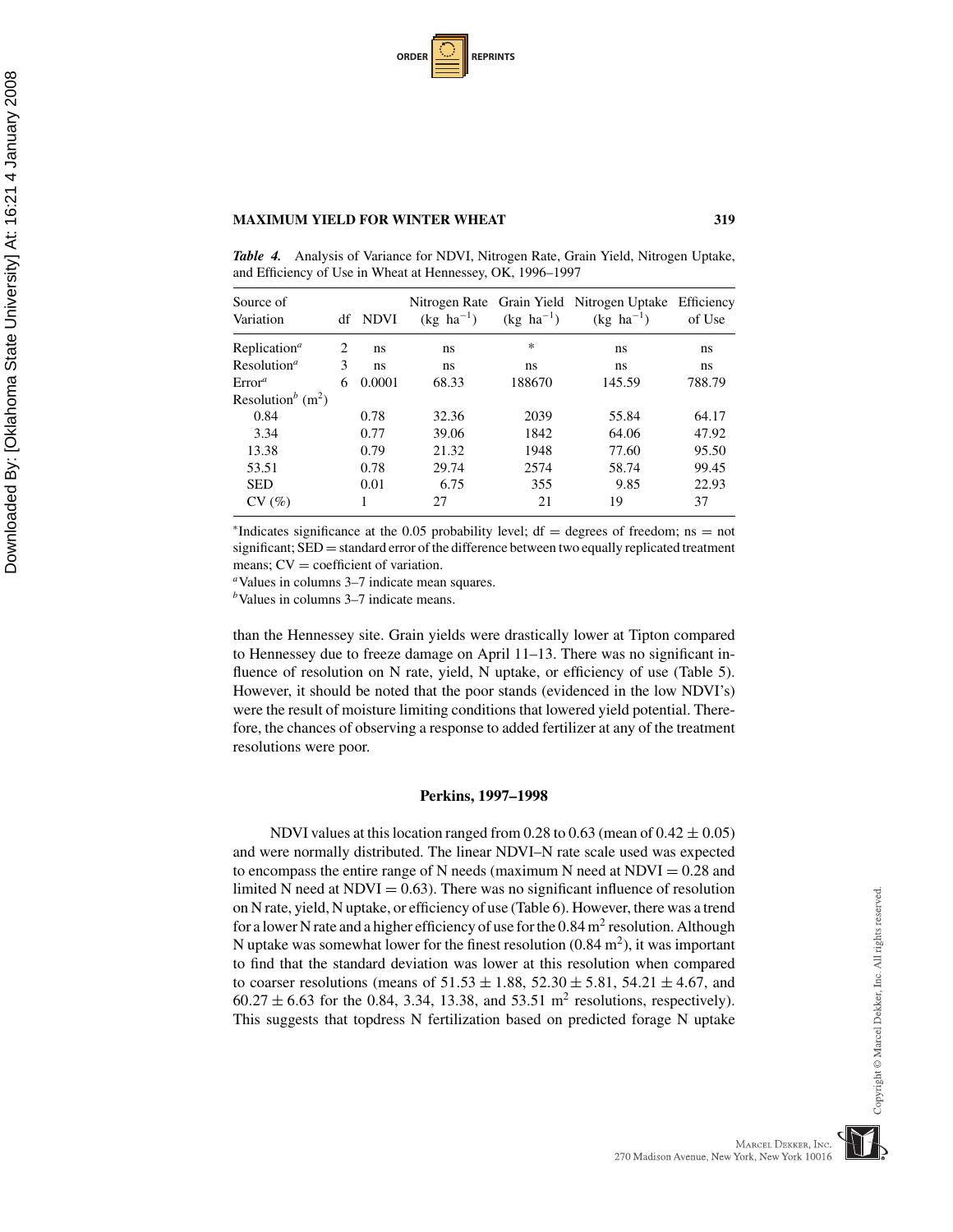*Table 4.* Analysis of Variance for NDVI, Nitrogen Rate, Grain Yield, Nitrogen Uptake, and Efficiency of Use in Wheat at Hennessey, OK, 1996–1997

| Source of Variation | df | NDVI | Nitrogen Rate ($kg\ ha^{-1}$) | Grain Yield ($kg\ ha^{-1}$) | Nitrogen Uptake ($kg\ ha^{-1}$) | Efficiency of Use |
|---|---|---|---|---|---|---|
| Replication[a] | 2 | ns | ns | * | ns | ns |
| Resolution[a] | 3 | ns | ns | ns | ns | ns |
| Error[a] | 6 | 0.0001 | 68.33 | 188670 | 145.59 | 788.79 |
| Resolution[b] ($m^2$) | | | | | | |
| 0.84 | | 0.78 | 32.36 | 2039 | 55.84 | 64.17 |
| 3.34 | | 0.77 | 39.06 | 1842 | 64.06 | 47.92 |
| 13.38 | | 0.79 | 21.32 | 1948 | 77.60 | 95.50 |
| 53.51 | | 0.78 | 29.74 | 2574 | 58.74 | 99.45 |
| SED | | 0.01 | 6.75 | 355 | 9.85 | 22.93 |
| CV (%) | | 1 | 27 | 21 | 19 | 37 |

*Indicates significance at the 0.05 probability level; df = degrees of freedom; ns = not significant; SED = standard error of the difference between two equally replicated treatment means; CV = coefficient of variation.

[a]Values in columns 3–7 indicate mean squares.

[b]Values in columns 3–7 indicate means.

than the Hennessey site. Grain yields were drastically lower at Tipton compared to Hennessey due to freeze damage on April 11–13. There was no significant influence of resolution on N rate, yield, N uptake, or efficiency of use (Table 5). However, it should be noted that the poor stands (evidenced in the low NDVI's) were the result of moisture limiting conditions that lowered yield potential. Therefore, the chances of observing a response to added fertilizer at any of the treatment resolutions were poor.

### Perkins, 1997–1998

NDVI values at this location ranged from 0.28 to 0.63 (mean of $0.42 \pm 0.05$) and were normally distributed. The linear NDVI–N rate scale used was expected to encompass the entire range of N needs (maximum N need at NDVI = 0.28 and limited N need at NDVI = 0.63). There was no significant influence of resolution on N rate, yield, N uptake, or efficiency of use (Table 6). However, there was a trend for a lower N rate and a higher efficiency of use for the 0.84 $m^2$ resolution. Although N uptake was somewhat lower for the finest resolution (0.84 $m^2$), it was important to find that the standard deviation was lower at this resolution when compared to coarser resolutions (means of $51.53 \pm 1.88$, $52.30 \pm 5.81$, $54.21 \pm 4.67$, and $60.27 \pm 6.63$ for the 0.84, 3.34, 13.38, and 53.51 $m^2$ resolutions, respectively). This suggests that topdress N fertilization based on predicted forage N uptake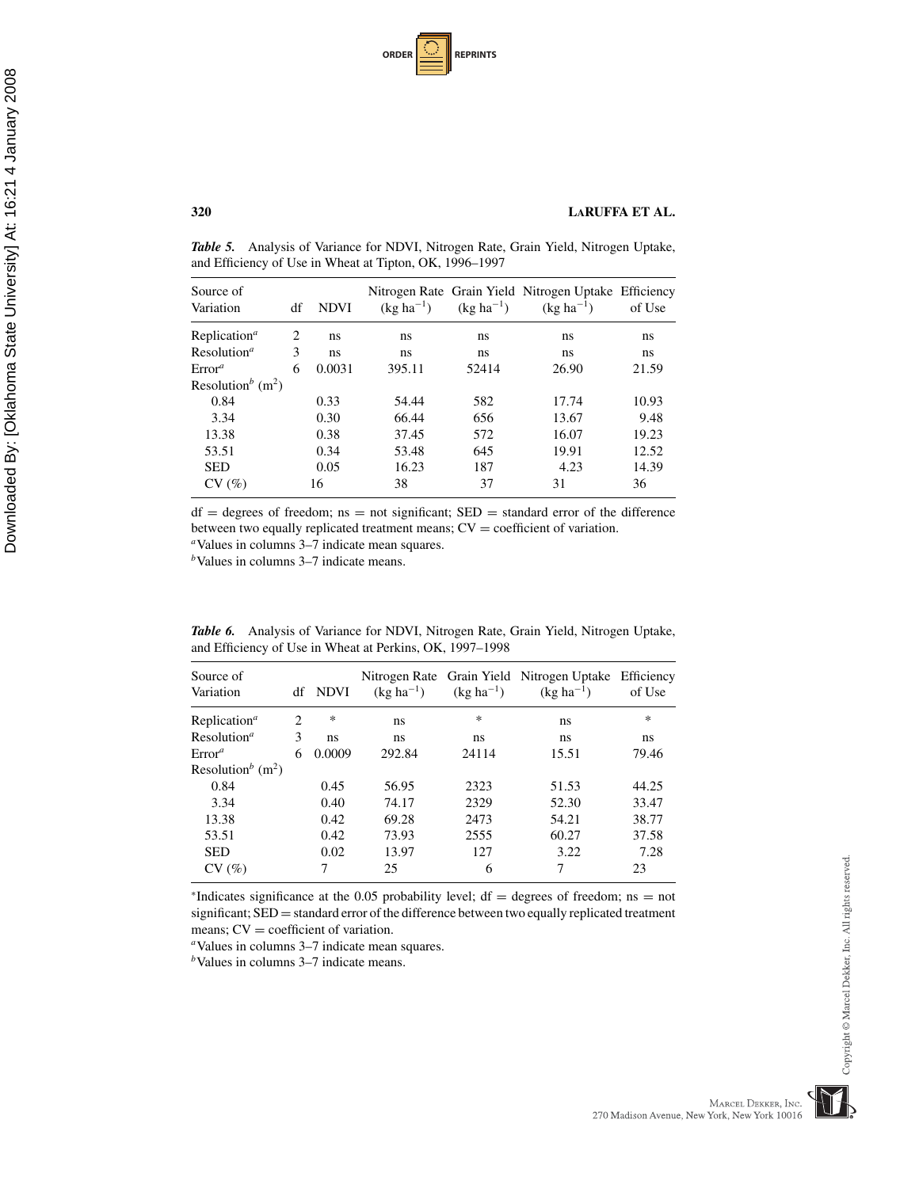***Table 5.*** Analysis of Variance for NDVI, Nitrogen Rate, Grain Yield, Nitrogen Uptake, and Efficiency of Use in Wheat at Tipton, OK, 1996–1997

| Source of Variation | df | NDVI | Nitrogen Rate ($kg\ ha^{-1}$) | Grain Yield ($kg\ ha^{-1}$) | Nitrogen Uptake ($kg\ ha^{-1}$) | Efficiency of Use |
|---|---|---|---|---|---|---|
| Replication[a] | 2 | ns | ns | ns | ns | ns |
| Resolution[a] | 3 | ns | ns | ns | ns | ns |
| Error[a] | 6 | 0.0031 | 395.11 | 52414 | 26.90 | 21.59 |
| Resolution[b] ($m^2$) | | | | | | |
| 0.84 | | 0.33 | 54.44 | 582 | 17.74 | 10.93 |
| 3.34 | | 0.30 | 66.44 | 656 | 13.67 | 9.48 |
| 13.38 | | 0.38 | 37.45 | 572 | 16.07 | 19.23 |
| 53.51 | | 0.34 | 53.48 | 645 | 19.91 | 12.52 |
| SED | | 0.05 | 16.23 | 187 | 4.23 | 14.39 |
| CV (%) | | 16 | 38 | 37 | 31 | 36 |

df = degrees of freedom; ns = not significant; SED = standard error of the difference between two equally replicated treatment means; CV = coefficient of variation.
[a]Values in columns 3–7 indicate mean squares.
[b]Values in columns 3–7 indicate means.

***Table 6.*** Analysis of Variance for NDVI, Nitrogen Rate, Grain Yield, Nitrogen Uptake, and Efficiency of Use in Wheat at Perkins, OK, 1997–1998

| Source of Variation | df | NDVI | Nitrogen Rate ($kg\ ha^{-1}$) | Grain Yield ($kg\ ha^{-1}$) | Nitrogen Uptake ($kg\ ha^{-1}$) | Efficiency of Use |
|---|---|---|---|---|---|---|
| Replication[a] | 2 | * | ns | * | ns | * |
| Resolution[a] | 3 | ns | ns | ns | ns | ns |
| Error[a] | 6 | 0.0009 | 292.84 | 24114 | 15.51 | 79.46 |
| Resolution[b] ($m^2$) | | | | | | |
| 0.84 | | 0.45 | 56.95 | 2323 | 51.53 | 44.25 |
| 3.34 | | 0.40 | 74.17 | 2329 | 52.30 | 33.47 |
| 13.38 | | 0.42 | 69.28 | 2473 | 54.21 | 38.77 |
| 53.51 | | 0.42 | 73.93 | 2555 | 60.27 | 37.58 |
| SED | | 0.02 | 13.97 | 127 | 3.22 | 7.28 |
| CV (%) | | 7 | 25 | 6 | 7 | 23 |

*Indicates significance at the 0.05 probability level; df = degrees of freedom; ns = not significant; SED = standard error of the difference between two equally replicated treatment means; CV = coefficient of variation.
[a]Values in columns 3–7 indicate mean squares.
[b]Values in columns 3–7 indicate means.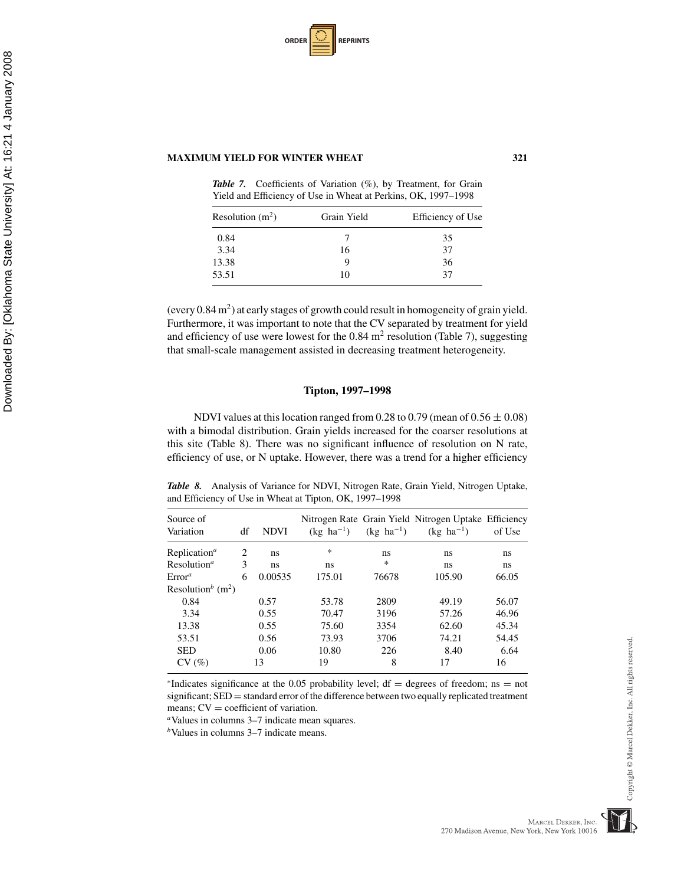***Table 7.*** Coefficients of Variation (%), by Treatment, for Grain Yield and Efficiency of Use in Wheat at Perkins, OK, 1997–1998

| Resolution ($m^2$) | Grain Yield | Efficiency of Use |
|---|---|---|
| 0.84 | 7 | 35 |
| 3.34 | 16 | 37 |
| 13.38 | 9 | 36 |
| 53.51 | 10 | 37 |

(every 0.84 $m^2$) at early stages of growth could result in homogeneity of grain yield. Furthermore, it was important to note that the CV separated by treatment for yield and efficiency of use were lowest for the 0.84 $m^2$ resolution (Table 7), suggesting that small-scale management assisted in decreasing treatment heterogeneity.

### Tipton, 1997–1998

NDVI values at this location ranged from 0.28 to 0.79 (mean of $0.56 \pm 0.08$) with a bimodal distribution. Grain yields increased for the coarser resolutions at this site (Table 8). There was no significant influence of resolution on N rate, efficiency of use, or N uptake. However, there was a trend for a higher efficiency

***Table 8.*** Analysis of Variance for NDVI, Nitrogen Rate, Grain Yield, Nitrogen Uptake, and Efficiency of Use in Wheat at Tipton, OK, 1997–1998

| Source of Variation | df | NDVI | Nitrogen Rate ($kg\ ha^{-1}$) | Grain Yield ($kg\ ha^{-1}$) | Nitrogen Uptake ($kg\ ha^{-1}$) | Efficiency of Use |
|---|---|---|---|---|---|---|
| Replication[a] | 2 | ns | * | ns | ns | ns |
| Resolution[a] | 3 | ns | ns | * | ns | ns |
| Error[a] | 6 | 0.00535 | 175.01 | 76678 | 105.90 | 66.05 |
| Resolution[b] ($m^2$) | | | | | | |
| 0.84 | | 0.57 | 53.78 | 2809 | 49.19 | 56.07 |
| 3.34 | | 0.55 | 70.47 | 3196 | 57.26 | 46.96 |
| 13.38 | | 0.55 | 75.60 | 3354 | 62.60 | 45.34 |
| 53.51 | | 0.56 | 73.93 | 3706 | 74.21 | 54.45 |
| SED | | 0.06 | 10.80 | 226 | 8.40 | 6.64 |
| CV (%) | | 13 | 19 | 8 | 17 | 16 |

*Indicates significance at the 0.05 probability level; df = degrees of freedom; ns = not significant; SED = standard error of the difference between two equally replicated treatment means; CV = coefficient of variation.

[a] Values in columns 3–7 indicate mean squares.

[b] Values in columns 3–7 indicate means.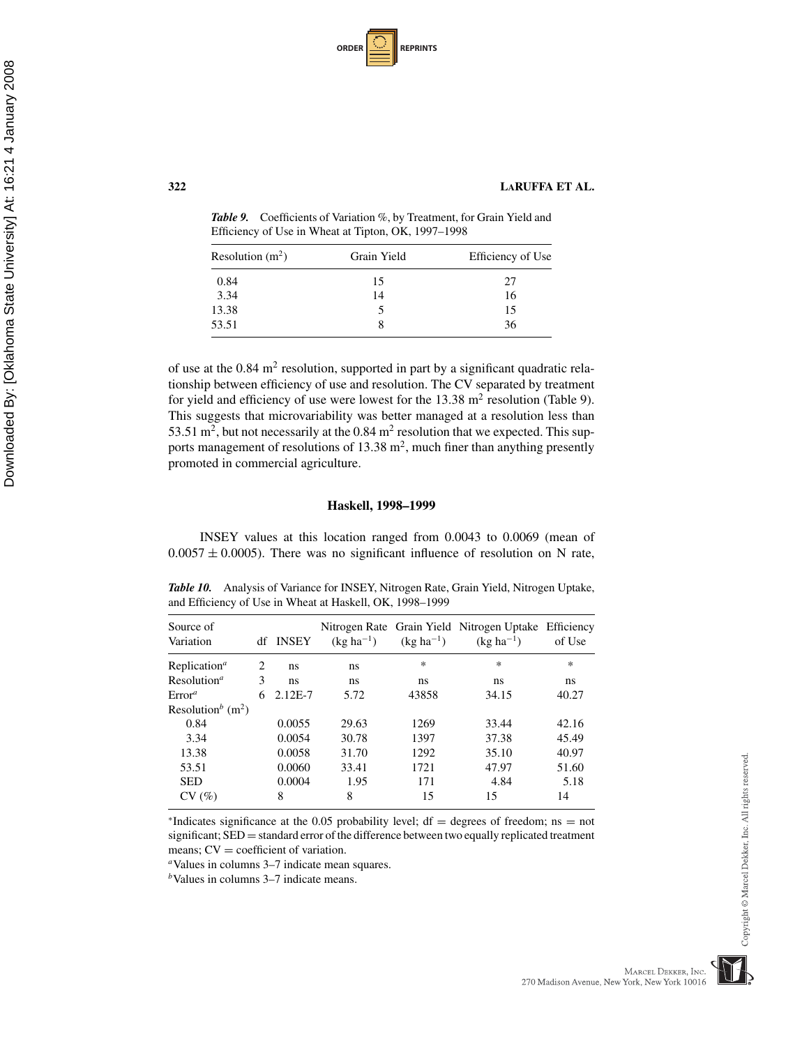*Table 9.* Coefficients of Variation %, by Treatment, for Grain Yield and Efficiency of Use in Wheat at Tipton, OK, 1997–1998

| Resolution ($m^2$) | Grain Yield | Efficiency of Use |
|---|---|---|
| 0.84 | 15 | 27 |
| 3.34 | 14 | 16 |
| 13.38 | 5 | 15 |
| 53.51 | 8 | 36 |

of use at the 0.84 $m^2$ resolution, supported in part by a significant quadratic relationship between efficiency of use and resolution. The CV separated by treatment for yield and efficiency of use were lowest for the 13.38 $m^2$ resolution (Table 9). This suggests that microvariability was better managed at a resolution less than 53.51 $m^2$, but not necessarily at the 0.84 $m^2$ resolution that we expected. This supports management of resolutions of 13.38 $m^2$, much finer than anything presently promoted in commercial agriculture.

### Haskell, 1998–1999

INSEY values at this location ranged from 0.0043 to 0.0069 (mean of $0.0057 \pm 0.0005$). There was no significant influence of resolution on N rate,

*Table 10.* Analysis of Variance for INSEY, Nitrogen Rate, Grain Yield, Nitrogen Uptake, and Efficiency of Use in Wheat at Haskell, OK, 1998–1999

| Source of Variation | df | INSEY | Nitrogen Rate ($kg\ ha^{-1}$) | Grain Yield ($kg\ ha^{-1}$) | Nitrogen Uptake ($kg\ ha^{-1}$) | Efficiency of Use |
|---|---|---|---|---|---|---|
| Replication[a] | 2 | ns | ns | * | * | * |
| Resolution[a] | 3 | ns | ns | ns | ns | ns |
| Error[a] | 6 | 2.12E-7 | 5.72 | 43858 | 34.15 | 40.27 |
| Resolution[b] ($m^2$) | | | | | | |
| 0.84 | | 0.0055 | 29.63 | 1269 | 33.44 | 42.16 |
| 3.34 | | 0.0054 | 30.78 | 1397 | 37.38 | 45.49 |
| 13.38 | | 0.0058 | 31.70 | 1292 | 35.10 | 40.97 |
| 53.51 | | 0.0060 | 33.41 | 1721 | 47.97 | 51.60 |
| SED | | 0.0004 | 1.95 | 171 | 4.84 | 5.18 |
| CV (%) | | 8 | 8 | 15 | 15 | 14 |

*Indicates significance at the 0.05 probability level; df = degrees of freedom; ns = not significant; SED = standard error of the difference between two equally replicated treatment means; CV = coefficient of variation.

[a]Values in columns 3–7 indicate mean squares.

[b]Values in columns 3–7 indicate means.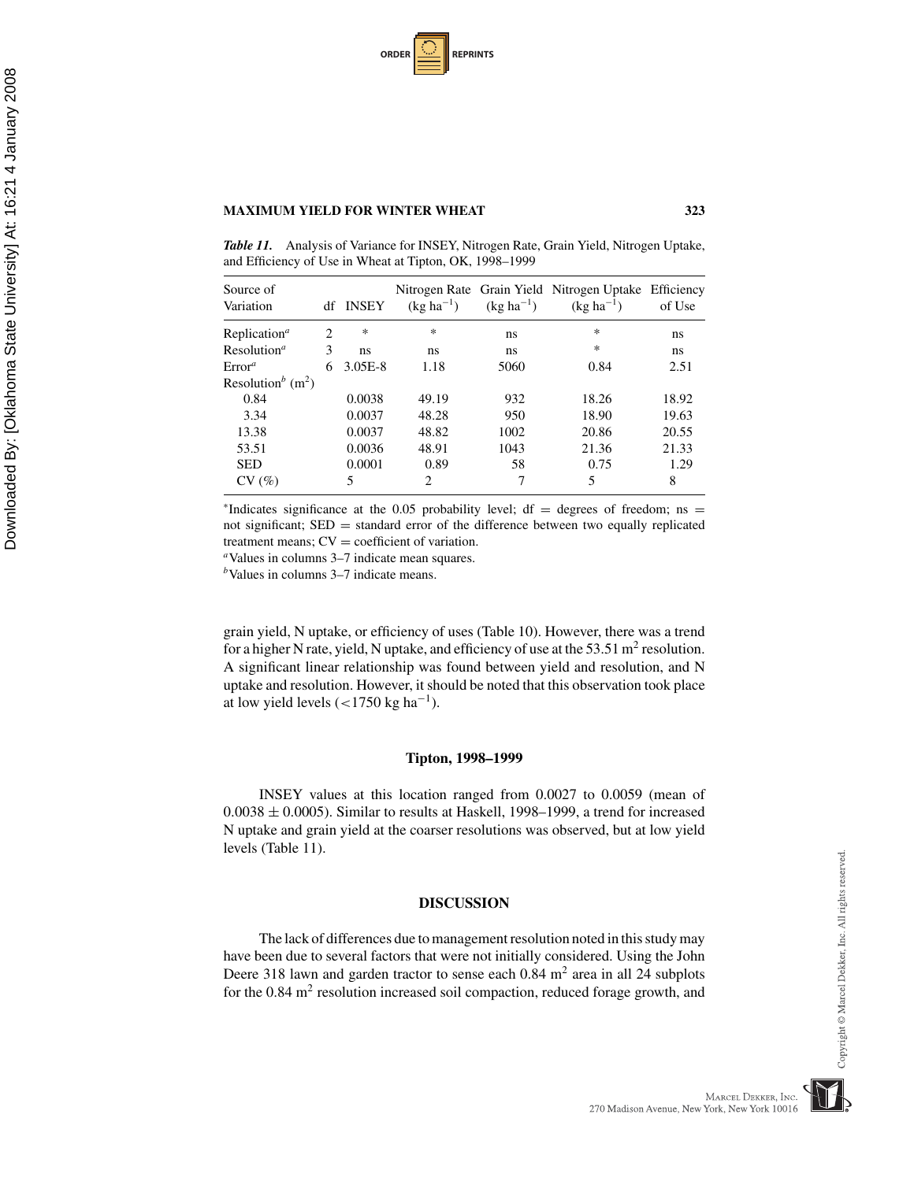*Table 11.* Analysis of Variance for INSEY, Nitrogen Rate, Grain Yield, Nitrogen Uptake, and Efficiency of Use in Wheat at Tipton, OK, 1998–1999

| Source of Variation | df | INSEY | Nitrogen Rate (kg ha$^{-1}$) | Grain Yield (kg ha$^{-1}$) | Nitrogen Uptake (kg ha$^{-1}$) | Efficiency of Use |
|---|---|---|---|---|---|---|
| Replication[a] | 2 | * | * | ns | * | ns |
| Resolution[a] | 3 | ns | ns | ns | * | ns |
| Error[a] | 6 | 3.05E-8 | 1.18 | 5060 | 0.84 | 2.51 |
| Resolution[b] (m$^2$) | | | | | | |
| 0.84 | | 0.0038 | 49.19 | 932 | 18.26 | 18.92 |
| 3.34 | | 0.0037 | 48.28 | 950 | 18.90 | 19.63 |
| 13.38 | | 0.0037 | 48.82 | 1002 | 20.86 | 20.55 |
| 53.51 | | 0.0036 | 48.91 | 1043 | 21.36 | 21.33 |
| SED | | 0.0001 | 0.89 | 58 | 0.75 | 1.29 |
| CV (%) | | 5 | 2 | 7 | 5 | 8 |

*Indicates significance at the 0.05 probability level; df = degrees of freedom; ns = not significant; SED = standard error of the difference between two equally replicated treatment means; CV = coefficient of variation.

[a]Values in columns 3–7 indicate mean squares.

[b]Values in columns 3–7 indicate means.

grain yield, N uptake, or efficiency of uses (Table 10). However, there was a trend for a higher N rate, yield, N uptake, and efficiency of use at the 53.51 m$^2$ resolution. A significant linear relationship was found between yield and resolution, and N uptake and resolution. However, it should be noted that this observation took place at low yield levels (<1750 kg ha$^{-1}$).

### Tipton, 1998–1999

INSEY values at this location ranged from 0.0027 to 0.0059 (mean of $0.0038 \pm 0.0005$). Similar to results at Haskell, 1998–1999, a trend for increased N uptake and grain yield at the coarser resolutions was observed, but at low yield levels (Table 11).

## DISCUSSION

The lack of differences due to management resolution noted in this study may have been due to several factors that were not initially considered. Using the John Deere 318 lawn and garden tractor to sense each 0.84 m$^2$ area in all 24 subplots for the 0.84 m$^2$ resolution increased soil compaction, reduced forage growth, and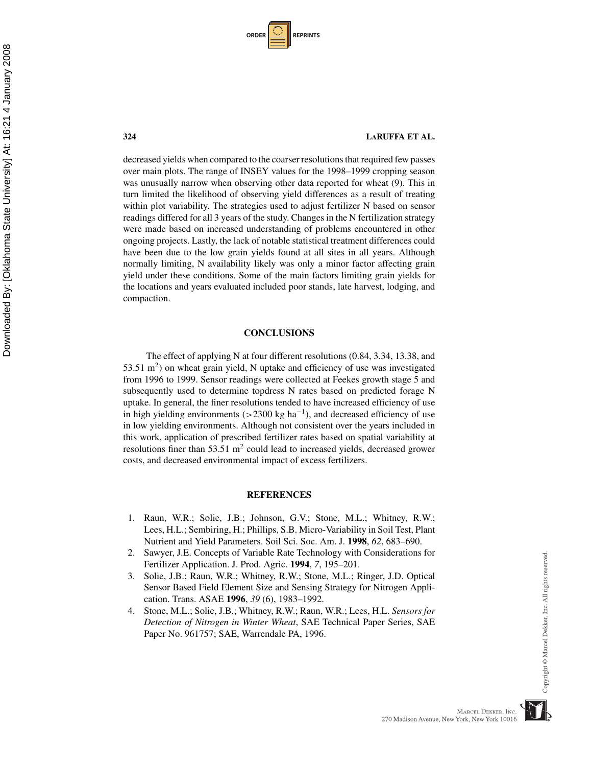decreased yields when compared to the coarser resolutions that required few passes over main plots. The range of INSEY values for the 1998–1999 cropping season was unusually narrow when observing other data reported for wheat (9). This in turn limited the likelihood of observing yield differences as a result of treating within plot variability. The strategies used to adjust fertilizer N based on sensor readings differed for all 3 years of the study. Changes in the N fertilization strategy were made based on increased understanding of problems encountered in other ongoing projects. Lastly, the lack of notable statistical treatment differences could have been due to the low grain yields found at all sites in all years. Although normally limiting, N availability likely was only a minor factor affecting grain yield under these conditions. Some of the main factors limiting grain yields for the locations and years evaluated included poor stands, late harvest, lodging, and compaction.

## CONCLUSIONS

The effect of applying N at four different resolutions (0.84, 3.34, 13.38, and 53.51 $m^2$) on wheat grain yield, N uptake and efficiency of use was investigated from 1996 to 1999. Sensor readings were collected at Feekes growth stage 5 and subsequently used to determine topdress N rates based on predicted forage N uptake. In general, the finer resolutions tended to have increased efficiency of use in high yielding environments ($>2300$ kg $ha^{-1}$), and decreased efficiency of use in low yielding environments. Although not consistent over the years included in this work, application of prescribed fertilizer rates based on spatial variability at resolutions finer than 53.51 $m^2$ could lead to increased yields, decreased grower costs, and decreased environmental impact of excess fertilizers.

## REFERENCES

1. Raun, W.R.; Solie, J.B.; Johnson, G.V.; Stone, M.L.; Whitney, R.W.; Lees, H.L.; Sembiring, H.; Phillips, S.B. Micro-Variability in Soil Test, Plant Nutrient and Yield Parameters. Soil Sci. Soc. Am. J. **1998**, *62*, 683–690.
2. Sawyer, J.E. Concepts of Variable Rate Technology with Considerations for Fertilizer Application. J. Prod. Agric. **1994**, *7*, 195–201.
3. Solie, J.B.; Raun, W.R.; Whitney, R.W.; Stone, M.L.; Ringer, J.D. Optical Sensor Based Field Element Size and Sensing Strategy for Nitrogen Application. Trans. ASAE **1996**, *39* (6), 1983–1992.
4. Stone, M.L.; Solie, J.B.; Whitney, R.W.; Raun, W.R.; Lees, H.L. *Sensors for Detection of Nitrogen in Winter Wheat*, SAE Technical Paper Series, SAE Paper No. 961757; SAE, Warrendale PA, 1996.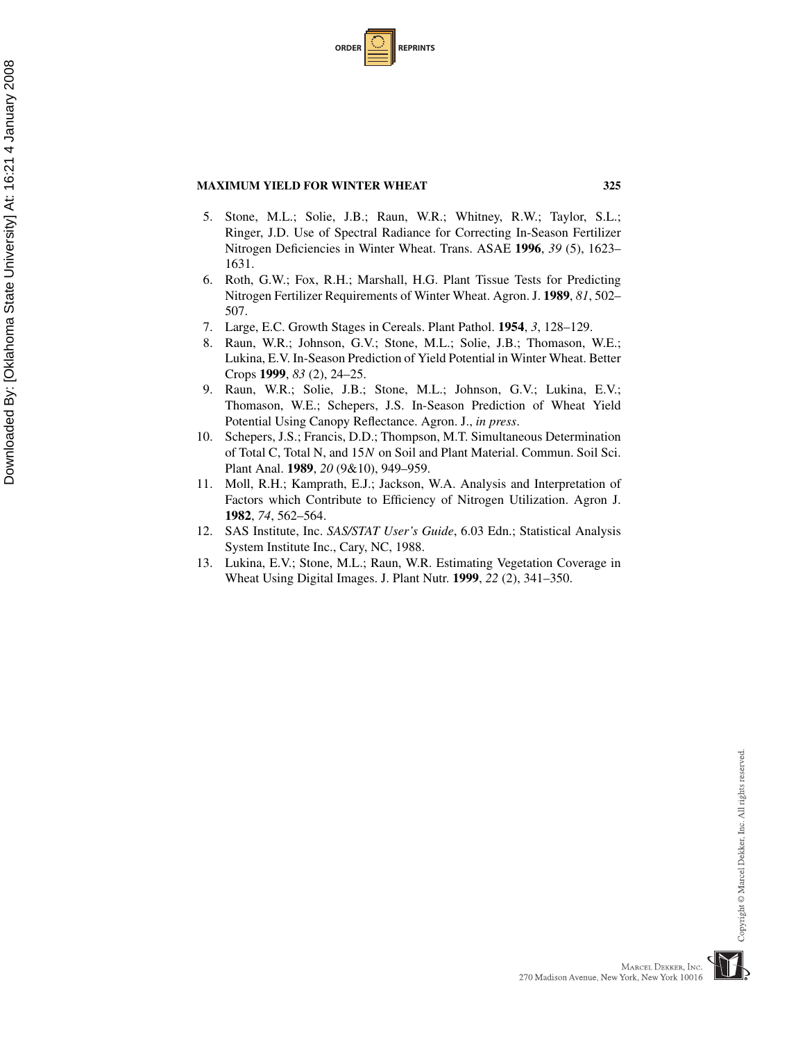5. Stone, M.L.; Solie, J.B.; Raun, W.R.; Whitney, R.W.; Taylor, S.L.; Ringer, J.D. Use of Spectral Radiance for Correcting In-Season Fertilizer Nitrogen Deficiencies in Winter Wheat. Trans. ASAE **1996**, *39* (5), 1623–1631.
6. Roth, G.W.; Fox, R.H.; Marshall, H.G. Plant Tissue Tests for Predicting Nitrogen Fertilizer Requirements of Winter Wheat. Agron. J. **1989**, *81*, 502–507.
7. Large, E.C. Growth Stages in Cereals. Plant Pathol. **1954**, *3*, 128–129.
8. Raun, W.R.; Johnson, G.V.; Stone, M.L.; Solie, J.B.; Thomason, W.E.; Lukina, E.V. In-Season Prediction of Yield Potential in Winter Wheat. Better Crops **1999**, *83* (2), 24–25.
9. Raun, W.R.; Solie, J.B.; Stone, M.L.; Johnson, G.V.; Lukina, E.V.; Thomason, W.E.; Schepers, J.S. In-Season Prediction of Wheat Yield Potential Using Canopy Reflectance. Agron. J., *in press*.
10. Schepers, J.S.; Francis, D.D.; Thompson, M.T. Simultaneous Determination of Total C, Total N, and 15*N* on Soil and Plant Material. Commun. Soil Sci. Plant Anal. **1989**, *20* (9&10), 949–959.
11. Moll, R.H.; Kamprath, E.J.; Jackson, W.A. Analysis and Interpretation of Factors which Contribute to Efficiency of Nitrogen Utilization. Agron J. **1982**, *74*, 562–564.
12. SAS Institute, Inc. *SAS/STAT User's Guide*, 6.03 Edn.; Statistical Analysis System Institute Inc., Cary, NC, 1988.
13. Lukina, E.V.; Stone, M.L.; Raun, W.R. Estimating Vegetation Coverage in Wheat Using Digital Images. J. Plant Nutr. **1999**, *22* (2), 341–350.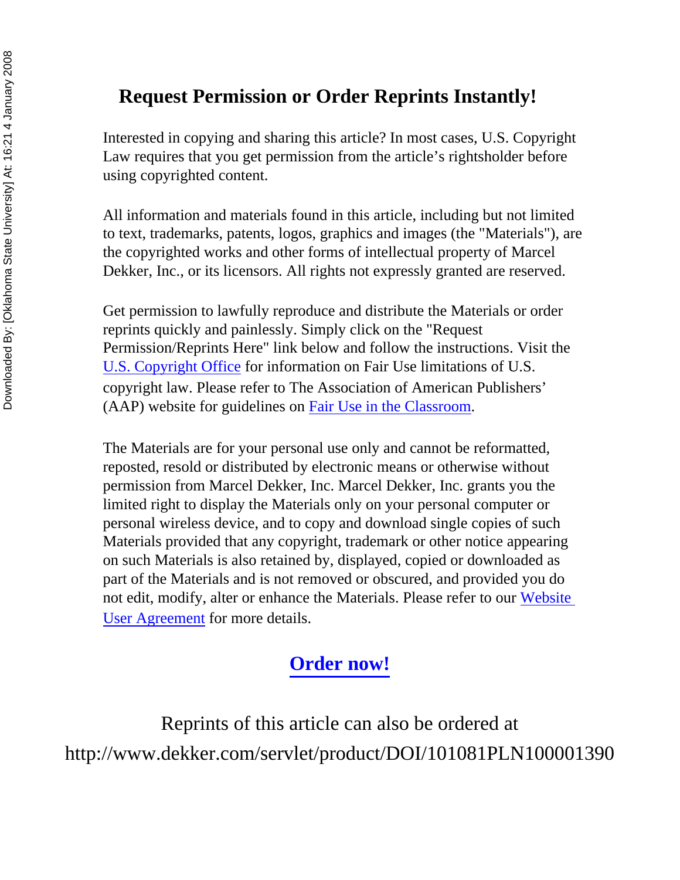## Request Permission or Order Reprints Instantly!

Interested in copying and sharing this article? In most cases, U.S. Copyright Law requires that you get permission from the article's rightsholder before using copyrighted content.

All information and materials found in this article, including but not limited to text, trademarks, patents, logos, graphics and images (the "Materials"), are the copyrighted works and other forms of intellectual property of Marcel Dekker, Inc., or its licensors. All rights not expressly granted are reserved.

Get permission to lawfully reproduce and distribute the Materials or order reprints quickly and painlessly. Simply click on the "Request Permission/Reprints Here" link below and follow the instructions. Visit the U.S. Copyright Office for information on Fair Use limitations of U.S. copyright law. Please refer to The Association of American Publishers' (AAP) website for guidelines on Fair Use in the Classroom.

The Materials are for your personal use only and cannot be reformatted, reposted, resold or distributed by electronic means or otherwise without permission from Marcel Dekker, Inc. Marcel Dekker, Inc. grants you the limited right to display the Materials only on your personal computer or personal wireless device, and to copy and download single copies of such Materials provided that any copyright, trademark or other notice appearing on such Materials is also retained by, displayed, copied or downloaded as part of the Materials and is not removed or obscured, and provided you do not edit, modify, alter or enhance the Materials. Please refer to our Website User Agreement for more details.

**Order now!**

Reprints of this article can also be ordered at
http://www.dekker.com/servlet/product/DOI/101081PLN100001390